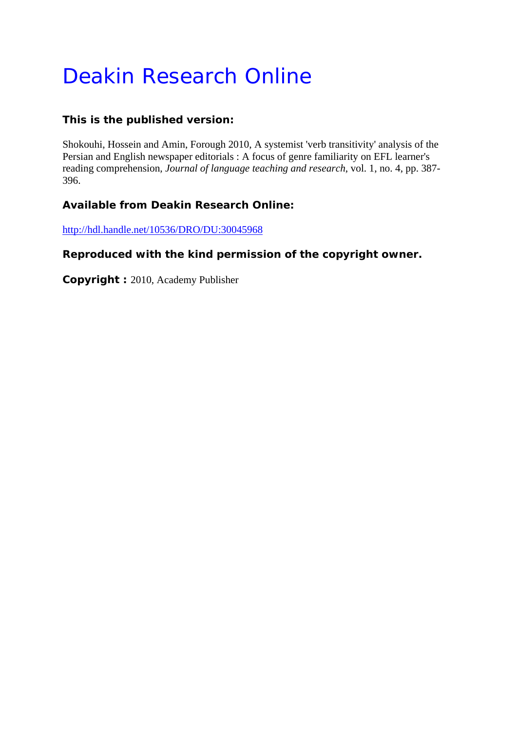# Deakin Research Online

**This is the published version:**

Shokouhi, Hossein and Amin, Forough 2010, A systemist 'verb transitivity' analysis of the Persian and English newspaper editorials : A focus of genre familiarity on EFL learner's reading comprehension, *Journal of language teaching and research*, vol. 1, no. 4, pp. 387-396.

**Available from Deakin Research Online:**

http://hdl.handle.net/10536/DRO/DU:30045968

**Reproduced with the kind permission of the copyright owner.**

**Copyright :** 2010, Academy Publisher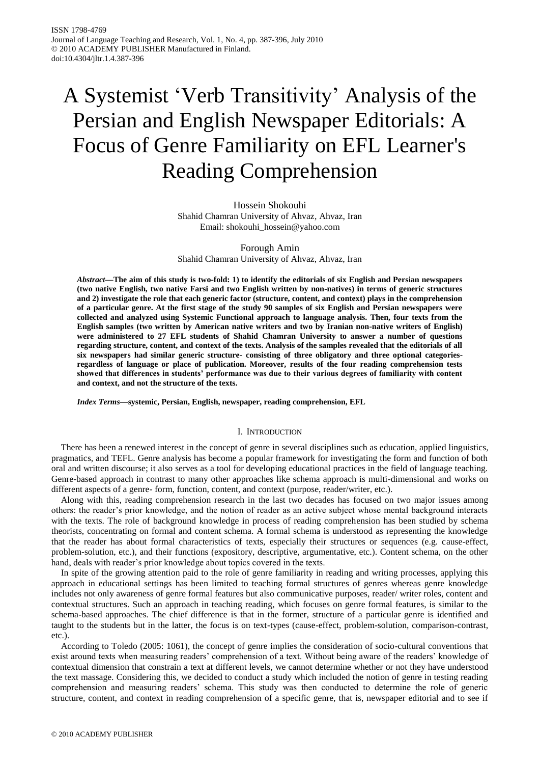# A Systemist 'Verb Transitivity' Analysis of the Persian and English Newspaper Editorials: A Focus of Genre Familiarity on EFL Learner's Reading Comprehension

Hossein Shokouhi
Shahid Chamran University of Ahvaz, Ahvaz, Iran
Email: shokouhi_hossein@yahoo.com

Forough Amin
Shahid Chamran University of Ahvaz, Ahvaz, Iran

***Abstract*—The aim of this study is two-fold: 1) to identify the editorials of six English and Persian newspapers (two native English, two native Farsi and two English written by non-natives) in terms of generic structures and 2) investigate the role that each generic factor (structure, content, and context) plays in the comprehension of a particular genre. At the first stage of the study 90 samples of six English and Persian newspapers were collected and analyzed using Systemic Functional approach to language analysis. Then, four texts from the English samples (two written by American native writers and two by Iranian non-native writers of English) were administered to 27 EFL students of Shahid Chamran University to answer a number of questions regarding structure, content, and context of the texts. Analysis of the samples revealed that the editorials of all six newspapers had similar generic structure- consisting of three obligatory and three optional categories- regardless of language or place of publication. Moreover, results of the four reading comprehension tests showed that differences in students' performance was due to their various degrees of familiarity with content and context, and not the structure of the texts.**

***Index Terms*—systemic, Persian, English, newspaper, reading comprehension, EFL**

## I. Introduction

There has been a renewed interest in the concept of genre in several disciplines such as education, applied linguistics, pragmatics, and TEFL. Genre analysis has become a popular framework for investigating the form and function of both oral and written discourse; it also serves as a tool for developing educational practices in the field of language teaching. Genre-based approach in contrast to many other approaches like schema approach is multi-dimensional and works on different aspects of a genre- form, function, content, and context (purpose, reader/writer, etc.).

Along with this, reading comprehension research in the last two decades has focused on two major issues among others: the reader's prior knowledge, and the notion of reader as an active subject whose mental background interacts with the texts. The role of background knowledge in process of reading comprehension has been studied by schema theorists, concentrating on formal and content schema. A formal schema is understood as representing the knowledge that the reader has about formal characteristics of texts, especially their structures or sequences (e.g. cause-effect, problem-solution, etc.), and their functions (expository, descriptive, argumentative, etc.). Content schema, on the other hand, deals with reader's prior knowledge about topics covered in the texts.

In spite of the growing attention paid to the role of genre familiarity in reading and writing processes, applying this approach in educational settings has been limited to teaching formal structures of genres whereas genre knowledge includes not only awareness of genre formal features but also communicative purposes, reader/ writer roles, content and contextual structures. Such an approach in teaching reading, which focuses on genre formal features, is similar to the schema-based approaches. The chief difference is that in the former, structure of a particular genre is identified and taught to the students but in the latter, the focus is on text-types (cause-effect, problem-solution, comparison-contrast, etc.).

According to Toledo (2005: 1061), the concept of genre implies the consideration of socio-cultural conventions that exist around texts when measuring readers' comprehension of a text. Without being aware of the readers' knowledge of contextual dimension that constrain a text at different levels, we cannot determine whether or not they have understood the text massage. Considering this, we decided to conduct a study which included the notion of genre in testing reading comprehension and measuring readers' schema. This study was then conducted to determine the role of generic structure, content, and context in reading comprehension of a specific genre, that is, newspaper editorial and to see if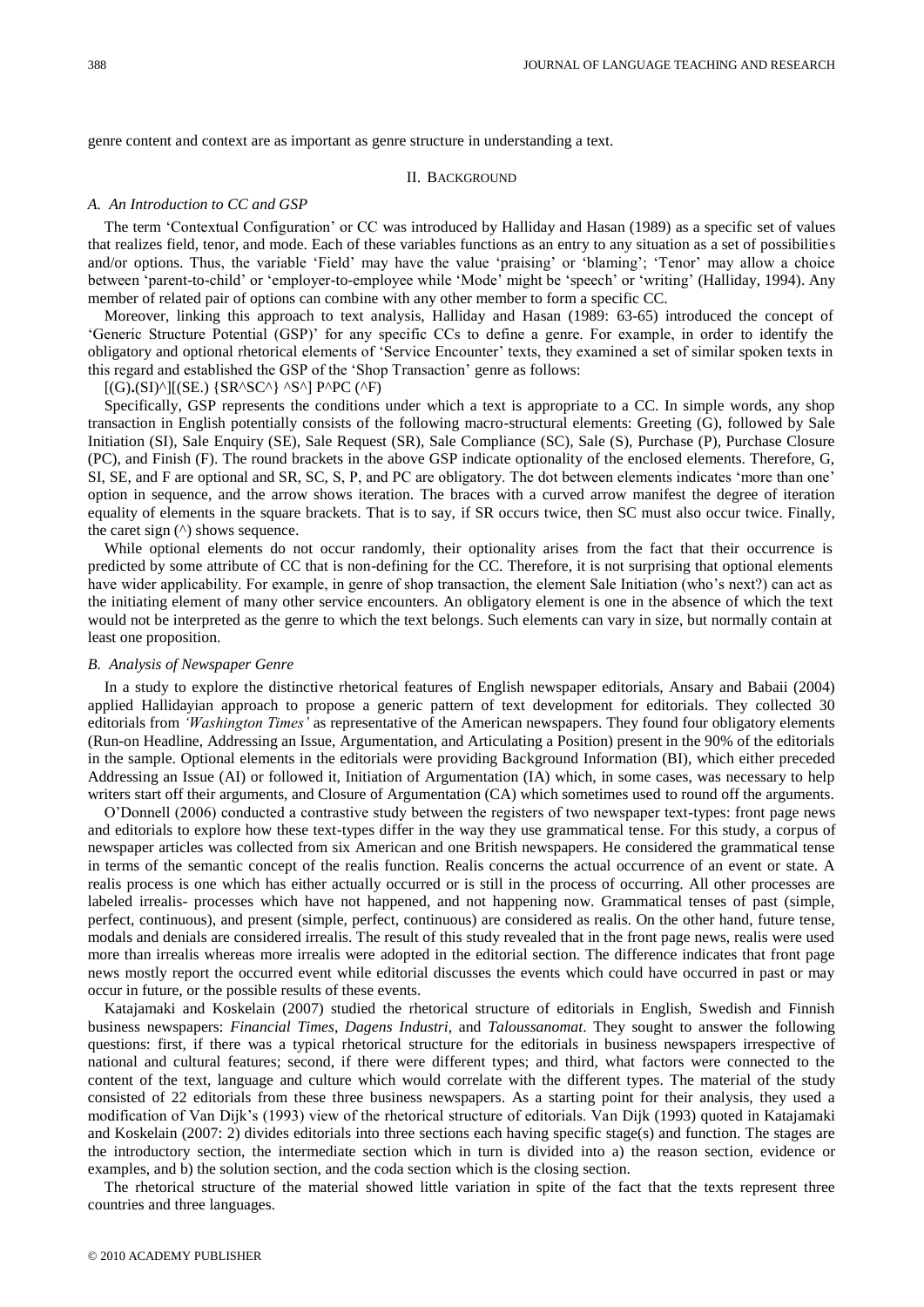genre content and context are as important as genre structure in understanding a text.

## II. Background

### A. An Introduction to CC and GSP

The term 'Contextual Configuration' or CC was introduced by Halliday and Hasan (1989) as a specific set of values that realizes field, tenor, and mode. Each of these variables functions as an entry to any situation as a set of possibilities and/or options. Thus, the variable 'Field' may have the value 'praising' or 'blaming'; 'Tenor' may allow a choice between 'parent-to-child' or 'employer-to-employee while 'Mode' might be 'speech' or 'writing' (Halliday, 1994). Any member of related pair of options can combine with any other member to form a specific CC.

Moreover, linking this approach to text analysis, Halliday and Hasan (1989: 63-65) introduced the concept of 'Generic Structure Potential (GSP)' for any specific CCs to define a genre. For example, in order to identify the obligatory and optional rhetorical elements of 'Service Encounter' texts, they examined a set of similar spoken texts in this regard and established the GSP of the 'Shop Transaction' genre as follows:

[(G).(SI)^][(SE.) {SR^SC^} ^S^] P^PC (^F)

Specifically, GSP represents the conditions under which a text is appropriate to a CC. In simple words, any shop transaction in English potentially consists of the following macro-structural elements: Greeting (G), followed by Sale Initiation (SI), Sale Enquiry (SE), Sale Request (SR), Sale Compliance (SC), Sale (S), Purchase (P), Purchase Closure (PC), and Finish (F). The round brackets in the above GSP indicate optionality of the enclosed elements. Therefore, G, SI, SE, and F are optional and SR, SC, S, P, and PC are obligatory. The dot between elements indicates 'more than one' option in sequence, and the arrow shows iteration. The braces with a curved arrow manifest the degree of iteration equality of elements in the square brackets. That is to say, if SR occurs twice, then SC must also occur twice. Finally, the caret sign (^) shows sequence.

While optional elements do not occur randomly, their optionality arises from the fact that their occurrence is predicted by some attribute of CC that is non-defining for the CC. Therefore, it is not surprising that optional elements have wider applicability. For example, in genre of shop transaction, the element Sale Initiation (who's next?) can act as the initiating element of many other service encounters. An obligatory element is one in the absence of which the text would not be interpreted as the genre to which the text belongs. Such elements can vary in size, but normally contain at least one proposition.

### B. Analysis of Newspaper Genre

In a study to explore the distinctive rhetorical features of English newspaper editorials, Ansary and Babaii (2004) applied Hallidayian approach to propose a generic pattern of text development for editorials. They collected 30 editorials from *'Washington Times'* as representative of the American newspapers. They found four obligatory elements (Run-on Headline, Addressing an Issue, Argumentation, and Articulating a Position) present in the 90% of the editorials in the sample. Optional elements in the editorials were providing Background Information (BI), which either preceded Addressing an Issue (AI) or followed it, Initiation of Argumentation (IA) which, in some cases, was necessary to help writers start off their arguments, and Closure of Argumentation (CA) which sometimes used to round off the arguments.

O'Donnell (2006) conducted a contrastive study between the registers of two newspaper text-types: front page news and editorials to explore how these text-types differ in the way they use grammatical tense. For this study, a corpus of newspaper articles was collected from six American and one British newspapers. He considered the grammatical tense in terms of the semantic concept of the realis function. Realis concerns the actual occurrence of an event or state. A realis process is one which has either actually occurred or is still in the process of occurring. All other processes are labeled irrealis- processes which have not happened, and not happening now. Grammatical tenses of past (simple, perfect, continuous), and present (simple, perfect, continuous) are considered as realis. On the other hand, future tense, modals and denials are considered irrealis. The result of this study revealed that in the front page news, realis were used more than irrealis whereas more irrealis were adopted in the editorial section. The difference indicates that front page news mostly report the occurred event while editorial discusses the events which could have occurred in past or may occur in future, or the possible results of these events.

Katajamaki and Koskelain (2007) studied the rhetorical structure of editorials in English, Swedish and Finnish business newspapers: *Financial Times*, *Dagens Industri*, and *Taloussanomat*. They sought to answer the following questions: first, if there was a typical rhetorical structure for the editorials in business newspapers irrespective of national and cultural features; second, if there were different types; and third, what factors were connected to the content of the text, language and culture which would correlate with the different types. The material of the study consisted of 22 editorials from these three business newspapers. As a starting point for their analysis, they used a modification of Van Dijk's (1993) view of the rhetorical structure of editorials. Van Dijk (1993) quoted in Katajamaki and Koskelain (2007: 2) divides editorials into three sections each having specific stage(s) and function. The stages are the introductory section, the intermediate section which in turn is divided into a) the reason section, evidence or examples, and b) the solution section, and the coda section which is the closing section.

The rhetorical structure of the material showed little variation in spite of the fact that the texts represent three countries and three languages.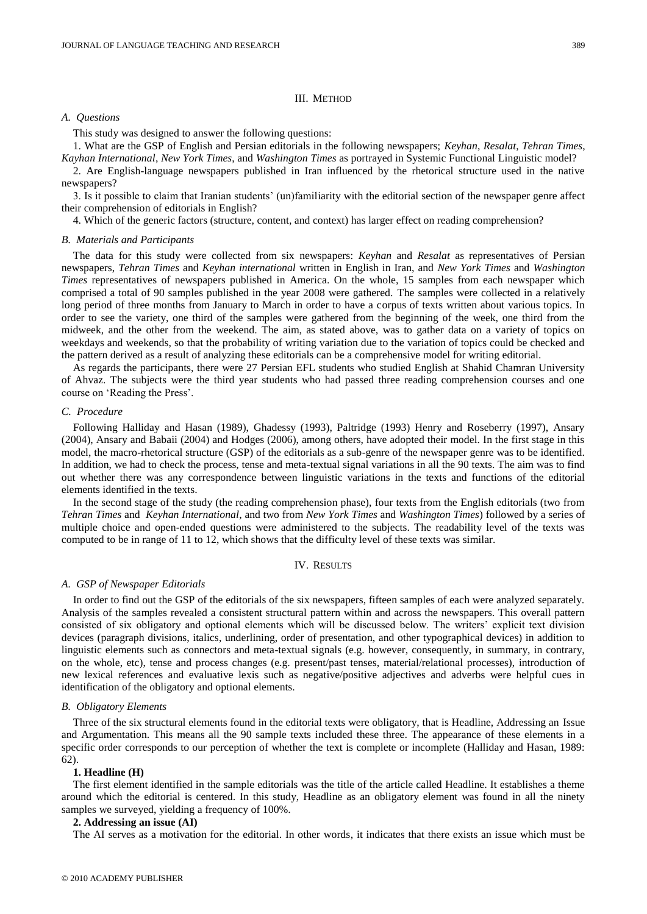## III. Method

### *A. Questions*

This study was designed to answer the following questions:

1. What are the GSP of English and Persian editorials in the following newspapers; *Keyhan*, *Resalat*, *Tehran Times*, *Kayhan International*, *New York Times*, and *Washington Times* as portrayed in Systemic Functional Linguistic model?

2. Are English-language newspapers published in Iran influenced by the rhetorical structure used in the native newspapers?

3. Is it possible to claim that Iranian students' (un)familiarity with the editorial section of the newspaper genre affect their comprehension of editorials in English?

4. Which of the generic factors (structure, content, and context) has larger effect on reading comprehension?

### *B. Materials and Participants*

The data for this study were collected from six newspapers: *Keyhan* and *Resalat* as representatives of Persian newspapers, *Tehran Times* and *Keyhan international* written in English in Iran, and *New York Times* and *Washington Times* representatives of newspapers published in America. On the whole, 15 samples from each newspaper which comprised a total of 90 samples published in the year 2008 were gathered. The samples were collected in a relatively long period of three months from January to March in order to have a corpus of texts written about various topics. In order to see the variety, one third of the samples were gathered from the beginning of the week, one third from the midweek, and the other from the weekend. The aim, as stated above, was to gather data on a variety of topics on weekdays and weekends, so that the probability of writing variation due to the variation of topics could be checked and the pattern derived as a result of analyzing these editorials can be a comprehensive model for writing editorial.

As regards the participants, there were 27 Persian EFL students who studied English at Shahid Chamran University of Ahvaz. The subjects were the third year students who had passed three reading comprehension courses and one course on 'Reading the Press'.

### *C. Procedure*

Following Halliday and Hasan (1989), Ghadessy (1993), Paltridge (1993) Henry and Roseberry (1997), Ansary (2004), Ansary and Babaii (2004) and Hodges (2006), among others, have adopted their model. In the first stage in this model, the macro-rhetorical structure (GSP) of the editorials as a sub-genre of the newspaper genre was to be identified. In addition, we had to check the process, tense and meta-textual signal variations in all the 90 texts. The aim was to find out whether there was any correspondence between linguistic variations in the texts and functions of the editorial elements identified in the texts.

In the second stage of the study (the reading comprehension phase), four texts from the English editorials (two from *Tehran Times* and *Keyhan International*, and two from *New York Times* and *Washington Times*) followed by a series of multiple choice and open-ended questions were administered to the subjects. The readability level of the texts was computed to be in range of 11 to 12, which shows that the difficulty level of these texts was similar.

## IV. Results

### *A. GSP of Newspaper Editorials*

In order to find out the GSP of the editorials of the six newspapers, fifteen samples of each were analyzed separately. Analysis of the samples revealed a consistent structural pattern within and across the newspapers. This overall pattern consisted of six obligatory and optional elements which will be discussed below. The writers' explicit text division devices (paragraph divisions, italics, underlining, order of presentation, and other typographical devices) in addition to linguistic elements such as connectors and meta-textual signals (e.g. however, consequently, in summary, in contrary, on the whole, etc), tense and process changes (e.g. present/past tenses, material/relational processes), introduction of new lexical references and evaluative lexis such as negative/positive adjectives and adverbs were helpful cues in identification of the obligatory and optional elements.

### *B. Obligatory Elements*

Three of the six structural elements found in the editorial texts were obligatory, that is Headline, Addressing an Issue and Argumentation. This means all the 90 sample texts included these three. The appearance of these elements in a specific order corresponds to our perception of whether the text is complete or incomplete (Halliday and Hasan, 1989: 62).

**1. Headline (H)**

The first element identified in the sample editorials was the title of the article called Headline. It establishes a theme around which the editorial is centered. In this study, Headline as an obligatory element was found in all the ninety samples we surveyed, yielding a frequency of 100%.

**2. Addressing an issue (AI)**

The AI serves as a motivation for the editorial. In other words, it indicates that there exists an issue which must be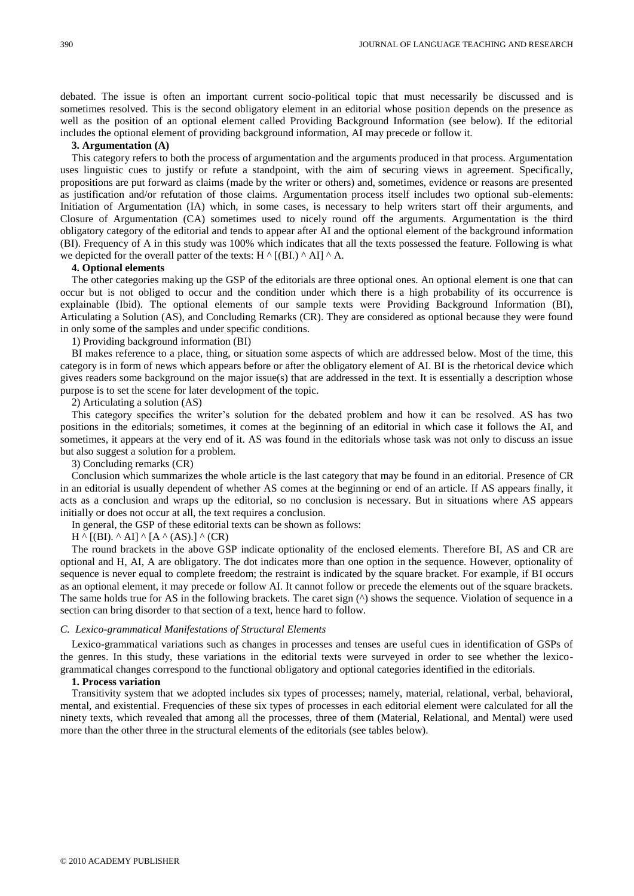debated. The issue is often an important current socio-political topic that must necessarily be discussed and is sometimes resolved. This is the second obligatory element in an editorial whose position depends on the presence as well as the position of an optional element called Providing Background Information (see below). If the editorial includes the optional element of providing background information, AI may precede or follow it.

**3. Argumentation (A)**

This category refers to both the process of argumentation and the arguments produced in that process. Argumentation uses linguistic cues to justify or refute a standpoint, with the aim of securing views in agreement. Specifically, propositions are put forward as claims (made by the writer or others) and, sometimes, evidence or reasons are presented as justification and/or refutation of those claims. Argumentation process itself includes two optional sub-elements: Initiation of Argumentation (IA) which, in some cases, is necessary to help writers start off their arguments, and Closure of Argumentation (CA) sometimes used to nicely round off the arguments. Argumentation is the third obligatory category of the editorial and tends to appear after AI and the optional element of the background information (BI). Frequency of A in this study was 100% which indicates that all the texts possessed the feature. Following is what we depicted for the overall patter of the texts: H ^ [(BI.) ^ AI] ^ A.

**4. Optional elements**

The other categories making up the GSP of the editorials are three optional ones. An optional element is one that can occur but is not obliged to occur and the condition under which there is a high probability of its occurrence is explainable (Ibid). The optional elements of our sample texts were Providing Background Information (BI), Articulating a Solution (AS), and Concluding Remarks (CR). They are considered as optional because they were found in only some of the samples and under specific conditions.

1) Providing background information (BI)

BI makes reference to a place, thing, or situation some aspects of which are addressed below. Most of the time, this category is in form of news which appears before or after the obligatory element of AI. BI is the rhetorical device which gives readers some background on the major issue(s) that are addressed in the text. It is essentially a description whose purpose is to set the scene for later development of the topic.

2) Articulating a solution (AS)

This category specifies the writer's solution for the debated problem and how it can be resolved. AS has two positions in the editorials; sometimes, it comes at the beginning of an editorial in which case it follows the AI, and sometimes, it appears at the very end of it. AS was found in the editorials whose task was not only to discuss an issue but also suggest a solution for a problem.

3) Concluding remarks (CR)

Conclusion which summarizes the whole article is the last category that may be found in an editorial. Presence of CR in an editorial is usually dependent of whether AS comes at the beginning or end of an article. If AS appears finally, it acts as a conclusion and wraps up the editorial, so no conclusion is necessary. But in situations where AS appears initially or does not occur at all, the text requires a conclusion.

In general, the GSP of these editorial texts can be shown as follows:

H ^ [(BI). ^ AI] ^ [A ^ (AS).] ^ (CR)

The round brackets in the above GSP indicate optionality of the enclosed elements. Therefore BI, AS and CR are optional and H, AI, A are obligatory. The dot indicates more than one option in the sequence. However, optionality of sequence is never equal to complete freedom; the restraint is indicated by the square bracket. For example, if BI occurs as an optional element, it may precede or follow AI. It cannot follow or precede the elements out of the square brackets. The same holds true for AS in the following brackets. The caret sign (^) shows the sequence. Violation of sequence in a section can bring disorder to that section of a text, hence hard to follow.

### *C. Lexico-grammatical Manifestations of Structural Elements*

Lexico-grammatical variations such as changes in processes and tenses are useful cues in identification of GSPs of the genres. In this study, these variations in the editorial texts were surveyed in order to see whether the lexico-grammatical changes correspond to the functional obligatory and optional categories identified in the editorials.

**1. Process variation**

Transitivity system that we adopted includes six types of processes; namely, material, relational, verbal, behavioral, mental, and existential. Frequencies of these six types of processes in each editorial element were calculated for all the ninety texts, which revealed that among all the processes, three of them (Material, Relational, and Mental) were used more than the other three in the structural elements of the editorials (see tables below).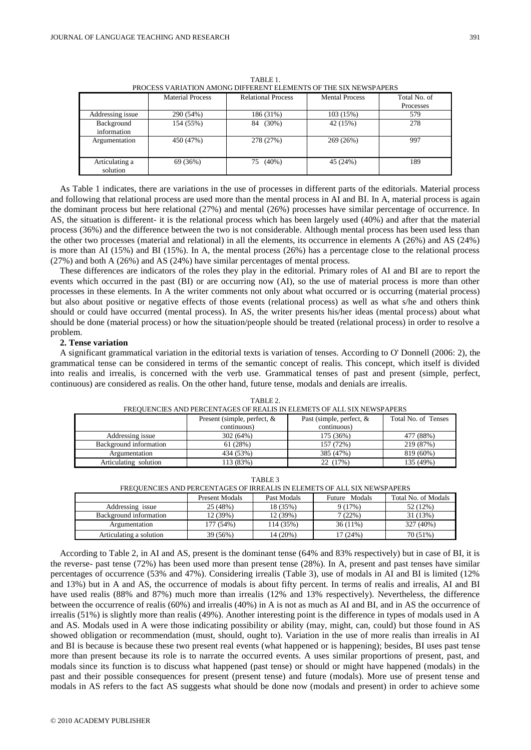TABLE 1.
PROCESS VARIATION AMONG DIFFERENT ELEMENTS OF THE SIX NEWSPAPERS

| | Material Process | Relational Process | Mental Process | Total No. of Processes |
|---|---|---|---|---|
| Addressing issue | 290 (54%) | 186 (31%) | 103 (15%) | 579 |
| Background information | 154 (55%) | 84 (30%) | 42 (15%) | 278 |
| Argumentation | 450 (47%) | 278 (27%) | 269 (26%) | 997 |
| Articulating a solution | 69 (36%) | 75 (40%) | 45 (24%) | 189 |

As Table 1 indicates, there are variations in the use of processes in different parts of the editorials. Material process and following that relational process are used more than the mental process in AI and BI. In A, material process is again the dominant process but here relational (27%) and mental (26%) processes have similar percentage of occurrence. In AS, the situation is different- it is the relational process which has been largely used (40%) and after that the material process (36%) and the difference between the two is not considerable. Although mental process has been used less than the other two processes (material and relational) in all the elements, its occurrence in elements A (26%) and AS (24%) is more than AI (15%) and BI (15%). In A, the mental process (26%) has a percentage close to the relational process (27%) and both A (26%) and AS (24%) have similar percentages of mental process.

These differences are indicators of the roles they play in the editorial. Primary roles of AI and BI are to report the events which occurred in the past (BI) or are occurring now (AI), so the use of material process is more than other processes in these elements. In A the writer comments not only about what occurred or is occurring (material process) but also about positive or negative effects of those events (relational process) as well as what s/he and others think should or could have occurred (mental process). In AS, the writer presents his/her ideas (mental process) about what should be done (material process) or how the situation/people should be treated (relational process) in order to resolve a problem.

**2. Tense variation**

A significant grammatical variation in the editorial texts is variation of tenses. According to O' Donnell (2006: 2), the grammatical tense can be considered in terms of the semantic concept of realis. This concept, which itself is divided into realis and irrealis, is concerned with the verb use. Grammatical tenses of past and present (simple, perfect, continuous) are considered as realis. On the other hand, future tense, modals and denials are irrealis.

TABLE 2.
FREQUENCIES AND PERCENTAGES OF REALIS IN ELEMETS OF ALL SIX NEWSPAPERS

| | Present (simple, perfect, & continuous) | Past (simple, perfect, & continuous) | Total No. of Tenses |
|---|---|---|---|
| Addressing issue | 302 (64%) | 175 (36%) | 477 (88%) |
| Background information | 61 (28%) | 157 (72%) | 219 (87%) |
| Argumentation | 434 (53%) | 385 (47%) | 819 (60%) |
| Articulating solution | 113 (83%) | 22 (17%) | 135 (49%) |

TABLE 3
FREQUENCIES AND PERCENTAGES OF IRREALIS IN ELEMETS OF ALL SIX NEWSPAPERS

| | Present Modals | Past Modals | Future Modals | Total No. of Modals |
|---|---|---|---|---|
| Addressing issue | 25 (48%) | 18 (35%) | 9 (17%) | 52 (12%) |
| Background information | 12 (39%) | 12 (39%) | 7 (22%) | 31 (13%) |
| Argumentation | 177 (54%) | 114 (35%) | 36 (11%) | 327 (40%) |
| Articulating a solution | 39 (56%) | 14 (20%) | 17 (24%) | 70 (51%) |

According to Table 2, in AI and AS, present is the dominant tense (64% and 83% respectively) but in case of BI, it is the reverse- past tense (72%) has been used more than present tense (28%). In A, present and past tenses have similar percentages of occurrence (53% and 47%). Considering irrealis (Table 3), use of modals in AI and BI is limited (12% and 13%) but in A and AS, the occurrence of modals is about fifty percent. In terms of realis and irrealis, AI and BI have used realis (88% and 87%) much more than irrealis (12% and 13% respectively). Nevertheless, the difference between the occurrence of realis (60%) and irrealis (40%) in A is not as much as AI and BI, and in AS the occurrence of irrealis (51%) is slightly more than realis (49%). Another interesting point is the difference in types of modals used in A and AS. Modals used in A were those indicating possibility or ability (may, might, can, could) but those found in AS showed obligation or recommendation (must, should, ought to). Variation in the use of more realis than irrealis in AI and BI is because is because these two present real events (what happened or is happening); besides, BI uses past tense more than present because its role is to narrate the occurred events. A uses similar proportions of present, past, and modals since its function is to discuss what happened (past tense) or should or might have happened (modals) in the past and their possible consequences for present (present tense) and future (modals). More use of present tense and modals in AS refers to the fact AS suggests what should be done now (modals and present) in order to achieve some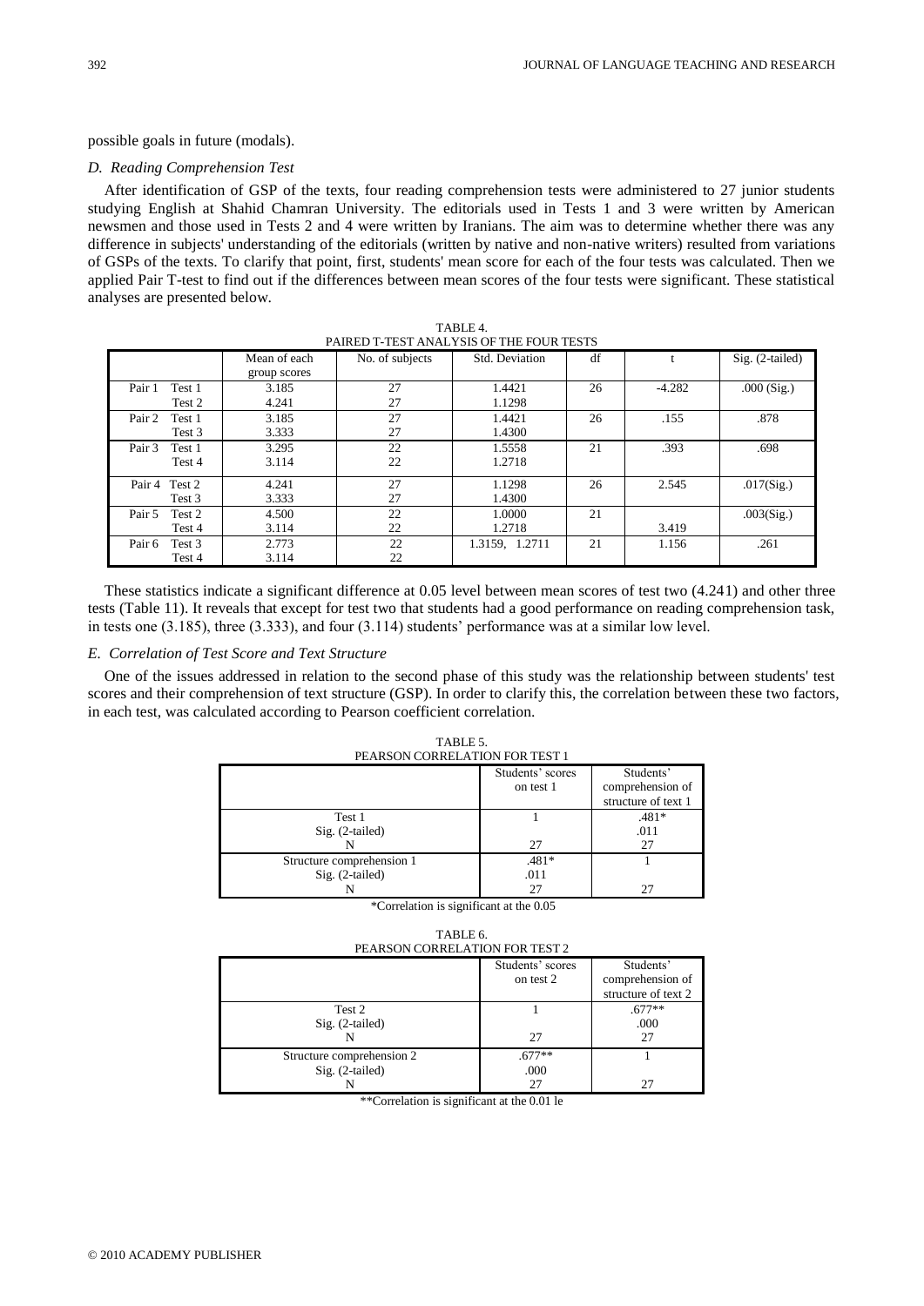possible goals in future (modals).

### *D. Reading Comprehension Test*

After identification of GSP of the texts, four reading comprehension tests were administered to 27 junior students studying English at Shahid Chamran University. The editorials used in Tests 1 and 3 were written by American newsmen and those used in Tests 2 and 4 were written by Iranians. The aim was to determine whether there was any difference in subjects' understanding of the editorials (written by native and non-native writers) resulted from variations of GSPs of the texts. To clarify that point, first, students' mean score for each of the four tests was calculated. Then we applied Pair T-test to find out if the differences between mean scores of the four tests were significant. These statistical analyses are presented below.

TABLE 4.
PAIRED T-TEST ANALYSIS OF THE FOUR TESTS

| | Mean of each group scores | No. of subjects | Std. Deviation | df | t | Sig. (2-tailed) |
|---|---|---|---|---|---|---|
| Pair 1 Test 1<br>Test 2 | 3.185<br>4.241 | 27<br>27 | 1.4421<br>1.1298 | 26 | -4.282 | .000 (Sig.) |
| Pair 2 Test 1<br>Test 3 | 3.185<br>3.333 | 27<br>27 | 1.4421<br>1.4300 | 26 | .155 | .878 |
| Pair 3 Test 1<br>Test 4 | 3.295<br>3.114 | 22<br>22 | 1.5558<br>1.2718 | 21 | .393 | .698 |
| Pair 4 Test 2<br>Test 3 | 4.241<br>3.333 | 27<br>27 | 1.1298<br>1.4300 | 26 | 2.545 | .017(Sig.) |
| Pair 5 Test 2<br>Test 4 | 4.500<br>3.114 | 22<br>22 | 1.0000<br>1.2718 | 21 | 3.419 | .003(Sig.) |
| Pair 6 Test 3<br>Test 4 | 2.773<br>3.114 | 22<br>22 | 1.3159, 1.2711 | 21 | 1.156 | .261 |

These statistics indicate a significant difference at 0.05 level between mean scores of test two (4.241) and other three tests (Table 11). It reveals that except for test two that students had a good performance on reading comprehension task, in tests one (3.185), three (3.333), and four (3.114) students' performance was at a similar low level.

### *E. Correlation of Test Score and Text Structure*

One of the issues addressed in relation to the second phase of this study was the relationship between students' test scores and their comprehension of text structure (GSP). In order to clarify this, the correlation between these two factors, in each test, was calculated according to Pearson coefficient correlation.

TABLE 5.
PEARSON CORRELATION FOR TEST 1

| | Students' scores on test 1 | Students' comprehension of structure of text 1 |
|---|---|---|
| Test 1<br>Sig. (2-tailed)<br>N | 1<br><br>27 | .481*<br>.011<br>27 |
| Structure comprehension 1<br>Sig. (2-tailed)<br>N | .481*<br>.011<br>27 | 1<br><br>27 |

*Correlation is significant at the 0.05

TABLE 6.
PEARSON CORRELATION FOR TEST 2

| | Students' scores on test 2 | Students' comprehension of structure of text 2 |
|---|---|---|
| Test 2<br>Sig. (2-tailed)<br>N | 1<br><br>27 | .677**<br>.000<br>27 |
| Structure comprehension 2<br>Sig. (2-tailed)<br>N | .677**<br>.000<br>27 | 1<br><br>27 |

**Correlation is significant at the 0.01 le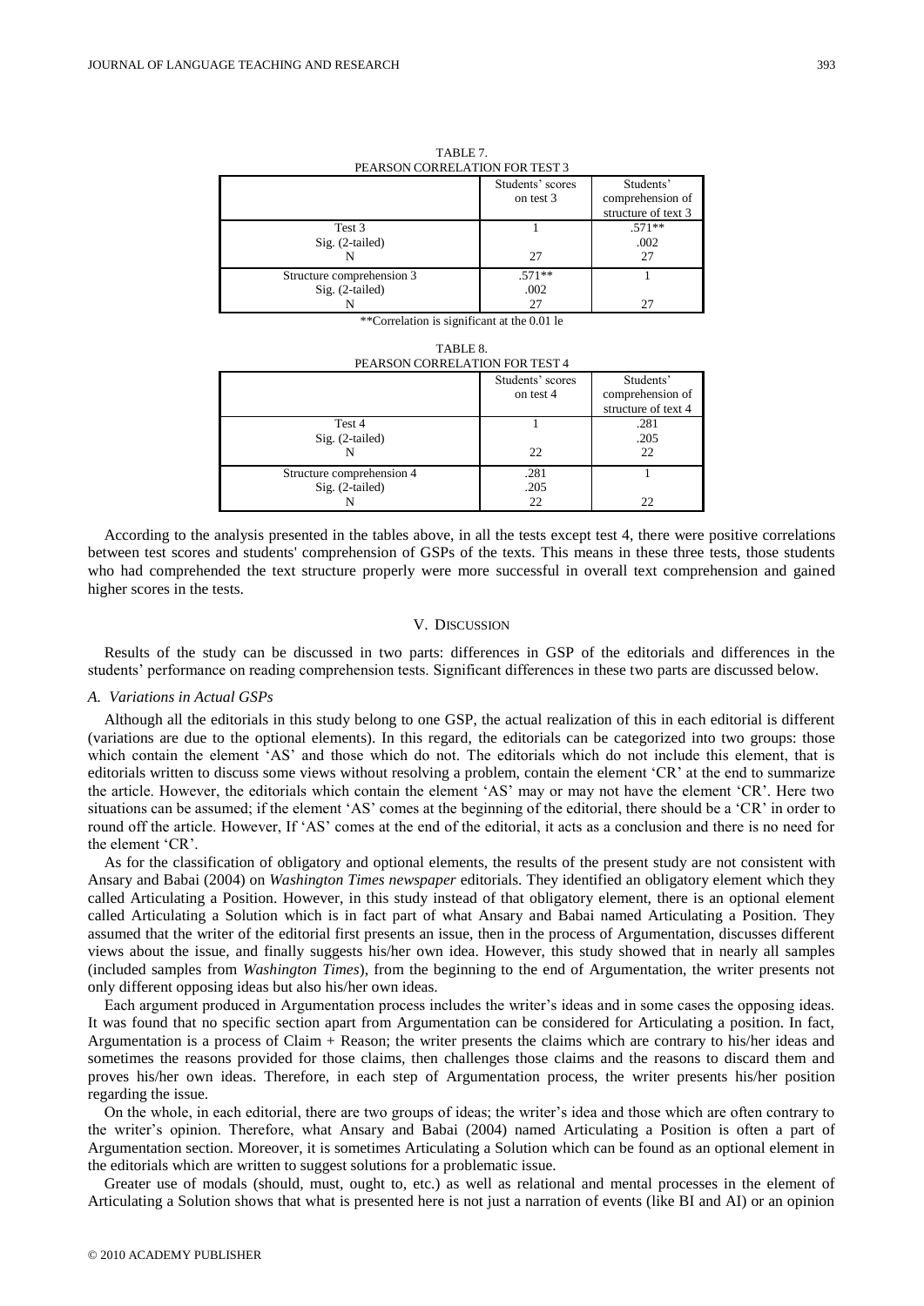TABLE 7.
PEARSON CORRELATION FOR TEST 3

| | Students' scores on test 3 | Students' comprehension of structure of text 3 |
|---|---|---|
| Test 3 | 1 | .571** |
| Sig. (2-tailed) | | .002 |
| N | 27 | 27 |
| Structure comprehension 3 | .571** | 1 |
| Sig. (2-tailed) | .002 | |
| N | 27 | 27 |

**Correlation is significant at the 0.01 le

TABLE 8.
PEARSON CORRELATION FOR TEST 4

| | Students' scores on test 4 | Students' comprehension of structure of text 4 |
|---|---|---|
| Test 4 | 1 | .281 |
| Sig. (2-tailed) | | .205 |
| N | 22 | 22 |
| Structure comprehension 4 | .281 | 1 |
| Sig. (2-tailed) | .205 | |
| N | 22 | 22 |

According to the analysis presented in the tables above, in all the tests except test 4, there were positive correlations between test scores and students' comprehension of GSPs of the texts. This means in these three tests, those students who had comprehended the text structure properly were more successful in overall text comprehension and gained higher scores in the tests.

## V. Discussion

Results of the study can be discussed in two parts: differences in GSP of the editorials and differences in the students' performance on reading comprehension tests. Significant differences in these two parts are discussed below.

### *A. Variations in Actual GSPs*

Although all the editorials in this study belong to one GSP, the actual realization of this in each editorial is different (variations are due to the optional elements). In this regard, the editorials can be categorized into two groups: those which contain the element 'AS' and those which do not. The editorials which do not include this element, that is editorials written to discuss some views without resolving a problem, contain the element 'CR' at the end to summarize the article. However, the editorials which contain the element 'AS' may or may not have the element 'CR'. Here two situations can be assumed; if the element 'AS' comes at the beginning of the editorial, there should be a 'CR' in order to round off the article. However, If 'AS' comes at the end of the editorial, it acts as a conclusion and there is no need for the element 'CR'.

As for the classification of obligatory and optional elements, the results of the present study are not consistent with Ansary and Babai (2004) on *Washington Times newspaper* editorials. They identified an obligatory element which they called Articulating a Position. However, in this study instead of that obligatory element, there is an optional element called Articulating a Solution which is in fact part of what Ansary and Babai named Articulating a Position. They assumed that the writer of the editorial first presents an issue, then in the process of Argumentation, discusses different views about the issue, and finally suggests his/her own idea. However, this study showed that in nearly all samples (included samples from *Washington Times*), from the beginning to the end of Argumentation, the writer presents not only different opposing ideas but also his/her own ideas.

Each argument produced in Argumentation process includes the writer's ideas and in some cases the opposing ideas. It was found that no specific section apart from Argumentation can be considered for Articulating a position. In fact, Argumentation is a process of Claim + Reason; the writer presents the claims which are contrary to his/her ideas and sometimes the reasons provided for those claims, then challenges those claims and the reasons to discard them and proves his/her own ideas. Therefore, in each step of Argumentation process, the writer presents his/her position regarding the issue.

On the whole, in each editorial, there are two groups of ideas; the writer's idea and those which are often contrary to the writer's opinion. Therefore, what Ansary and Babai (2004) named Articulating a Position is often a part of Argumentation section. Moreover, it is sometimes Articulating a Solution which can be found as an optional element in the editorials which are written to suggest solutions for a problematic issue.

Greater use of modals (should, must, ought to, etc.) as well as relational and mental processes in the element of Articulating a Solution shows that what is presented here is not just a narration of events (like BI and AI) or an opinion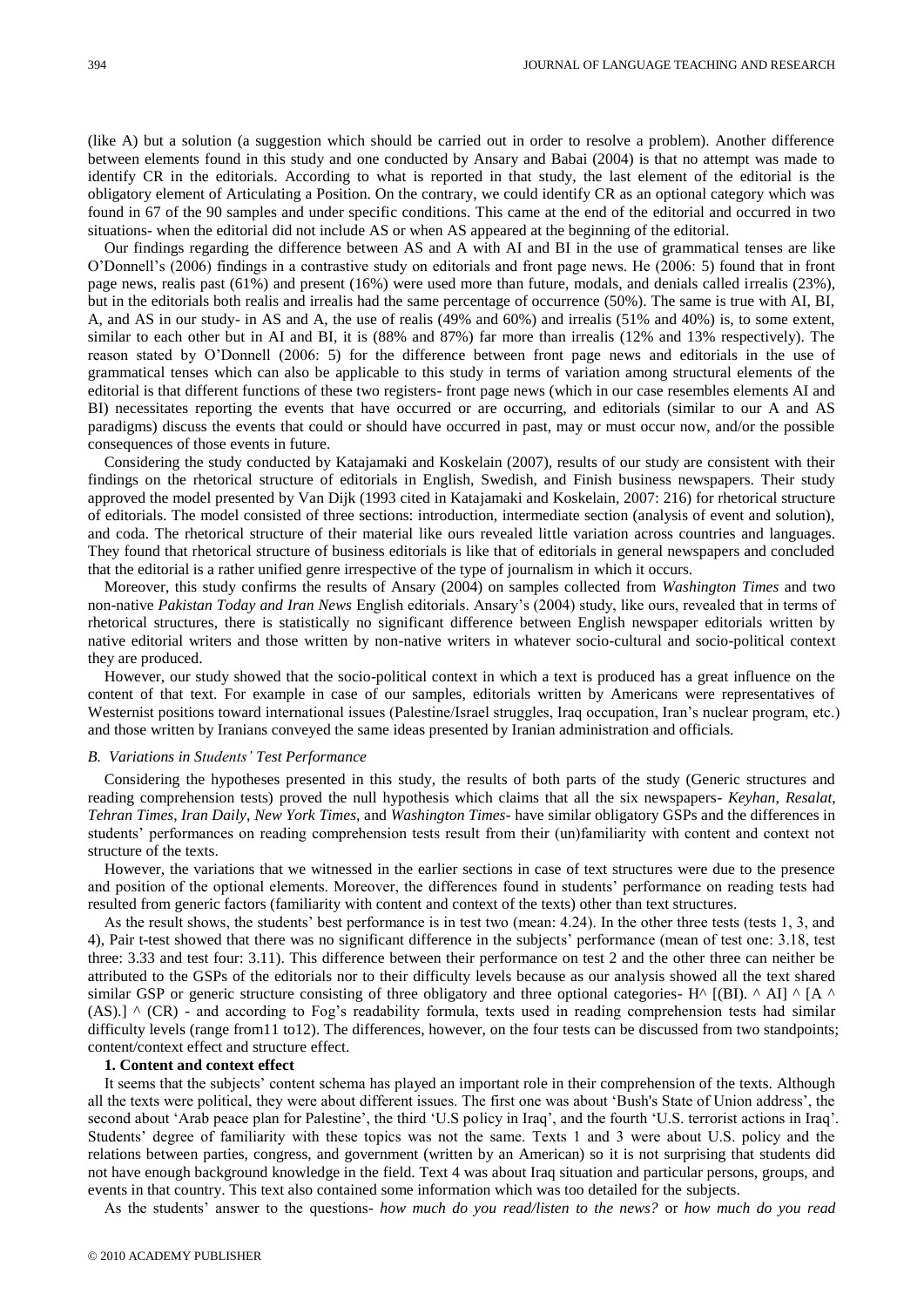(like A) but a solution (a suggestion which should be carried out in order to resolve a problem). Another difference between elements found in this study and one conducted by Ansary and Babai (2004) is that no attempt was made to identify CR in the editorials. According to what is reported in that study, the last element of the editorial is the obligatory element of Articulating a Position. On the contrary, we could identify CR as an optional category which was found in 67 of the 90 samples and under specific conditions. This came at the end of the editorial and occurred in two situations- when the editorial did not include AS or when AS appeared at the beginning of the editorial.

Our findings regarding the difference between AS and A with AI and BI in the use of grammatical tenses are like O'Donnell's (2006) findings in a contrastive study on editorials and front page news. He (2006: 5) found that in front page news, realis past (61%) and present (16%) were used more than future, modals, and denials called irrealis (23%), but in the editorials both realis and irrealis had the same percentage of occurrence (50%). The same is true with AI, BI, A, and AS in our study- in AS and A, the use of realis (49% and 60%) and irrealis (51% and 40%) is, to some extent, similar to each other but in AI and BI, it is (88% and 87%) far more than irrealis (12% and 13% respectively). The reason stated by O'Donnell (2006: 5) for the difference between front page news and editorials in the use of grammatical tenses which can also be applicable to this study in terms of variation among structural elements of the editorial is that different functions of these two registers- front page news (which in our case resembles elements AI and BI) necessitates reporting the events that have occurred or are occurring, and editorials (similar to our A and AS paradigms) discuss the events that could or should have occurred in past, may or must occur now, and/or the possible consequences of those events in future.

Considering the study conducted by Katajamaki and Koskelain (2007), results of our study are consistent with their findings on the rhetorical structure of editorials in English, Swedish, and Finish business newspapers. Their study approved the model presented by Van Dijk (1993 cited in Katajamaki and Koskelain, 2007: 216) for rhetorical structure of editorials. The model consisted of three sections: introduction, intermediate section (analysis of event and solution), and coda. The rhetorical structure of their material like ours revealed little variation across countries and languages. They found that rhetorical structure of business editorials is like that of editorials in general newspapers and concluded that the editorial is a rather unified genre irrespective of the type of journalism in which it occurs.

Moreover, this study confirms the results of Ansary (2004) on samples collected from *Washington Times* and two non-native *Pakistan Today and Iran News* English editorials. Ansary's (2004) study, like ours, revealed that in terms of rhetorical structures, there is statistically no significant difference between English newspaper editorials written by native editorial writers and those written by non-native writers in whatever socio-cultural and socio-political context they are produced.

However, our study showed that the socio-political context in which a text is produced has a great influence on the content of that text. For example in case of our samples, editorials written by Americans were representatives of Westernist positions toward international issues (Palestine/Israel struggles, Iraq occupation, Iran's nuclear program, etc.) and those written by Iranians conveyed the same ideas presented by Iranian administration and officials.

### *B. Variations in Students' Test Performance*

Considering the hypotheses presented in this study, the results of both parts of the study (Generic structures and reading comprehension tests) proved the null hypothesis which claims that all the six newspapers- *Keyhan*, *Resalat*, *Tehran Times*, *Iran Daily*, *New York Times*, and *Washington Times*- have similar obligatory GSPs and the differences in students' performances on reading comprehension tests result from their (un)familiarity with content and context not structure of the texts.

However, the variations that we witnessed in the earlier sections in case of text structures were due to the presence and position of the optional elements. Moreover, the differences found in students' performance on reading tests had resulted from generic factors (familiarity with content and context of the texts) other than text structures.

As the result shows, the students' best performance is in test two (mean: 4.24). In the other three tests (tests 1, 3, and 4), Pair t-test showed that there was no significant difference in the subjects' performance (mean of test one: 3.18, test three: 3.33 and test four: 3.11). This difference between their performance on test 2 and the other three can neither be attributed to the GSPs of the editorials nor to their difficulty levels because as our analysis showed all the text shared similar GSP or generic structure consisting of three obligatory and three optional categories- H^ [(BI). ^ AI] ^ [A ^ (AS).] ^ (CR) - and according to Fog's readability formula, texts used in reading comprehension tests had similar difficulty levels (range from11 to12). The differences, however, on the four tests can be discussed from two standpoints; content/context effect and structure effect.

#### **1. Content and context effect**

It seems that the subjects' content schema has played an important role in their comprehension of the texts. Although all the texts were political, they were about different issues. The first one was about 'Bush's State of Union address', the second about 'Arab peace plan for Palestine', the third 'U.S policy in Iraq', and the fourth 'U.S. terrorist actions in Iraq'. Students' degree of familiarity with these topics was not the same. Texts 1 and 3 were about U.S. policy and the relations between parties, congress, and government (written by an American) so it is not surprising that students did not have enough background knowledge in the field. Text 4 was about Iraq situation and particular persons, groups, and events in that country. This text also contained some information which was too detailed for the subjects.

As the students' answer to the questions- *how much do you read/listen to the news?* or *how much do you read*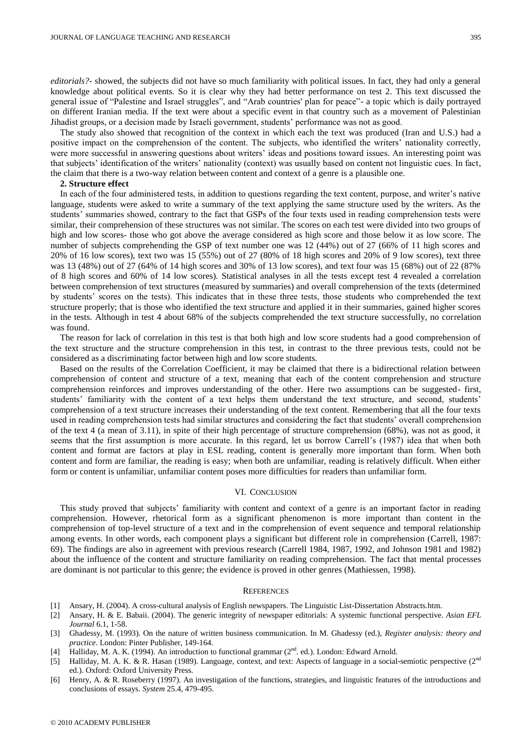*editorials?*- showed, the subjects did not have so much familiarity with political issues. In fact, they had only a general knowledge about political events. So it is clear why they had better performance on test 2. This text discussed the general issue of "Palestine and Israel struggles", and "Arab countries' plan for peace"- a topic which is daily portrayed on different Iranian media. If the text were about a specific event in that country such as a movement of Palestinian Jihadist groups, or a decision made by Israeli government, students' performance was not as good.

The study also showed that recognition of the context in which each the text was produced (Iran and U.S.) had a positive impact on the comprehension of the content. The subjects, who identified the writers' nationality correctly, were more successful in answering questions about writers' ideas and positions toward issues. An interesting point was that subjects' identification of the writers' nationality (context) was usually based on content not linguistic cues. In fact, the claim that there is a two-way relation between content and context of a genre is a plausible one.

**2. Structure effect**

In each of the four administered tests, in addition to questions regarding the text content, purpose, and writer's native language, students were asked to write a summary of the text applying the same structure used by the writers. As the students' summaries showed, contrary to the fact that GSPs of the four texts used in reading comprehension tests were similar, their comprehension of these structures was not similar. The scores on each test were divided into two groups of high and low scores- those who got above the average considered as high score and those below it as low score. The number of subjects comprehending the GSP of text number one was 12 (44%) out of 27 (66% of 11 high scores and 20% of 16 low scores), text two was 15 (55%) out of 27 (80% of 18 high scores and 20% of 9 low scores), text three was 13 (48%) out of 27 (64% of 14 high scores and 30% of 13 low scores), and text four was 15 (68%) out of 22 (87% of 8 high scores and 60% of 14 low scores). Statistical analyses in all the tests except test 4 revealed a correlation between comprehension of text structures (measured by summaries) and overall comprehension of the texts (determined by students' scores on the tests). This indicates that in these three tests, those students who comprehended the text structure properly; that is those who identified the text structure and applied it in their summaries, gained higher scores in the tests. Although in test 4 about 68% of the subjects comprehended the text structure successfully, no correlation was found.

The reason for lack of correlation in this test is that both high and low score students had a good comprehension of the text structure and the structure comprehension in this test, in contrast to the three previous tests, could not be considered as a discriminating factor between high and low score students.

Based on the results of the Correlation Coefficient, it may be claimed that there is a bidirectional relation between comprehension of content and structure of a text, meaning that each of the content comprehension and structure comprehension reinforces and improves understanding of the other. Here two assumptions can be suggested- first, students' familiarity with the content of a text helps them understand the text structure, and second, students' comprehension of a text structure increases their understanding of the text content. Remembering that all the four texts used in reading comprehension tests had similar structures and considering the fact that students' overall comprehension of the text 4 (a mean of 3.11), in spite of their high percentage of structure comprehension (68%), was not as good, it seems that the first assumption is more accurate. In this regard, let us borrow Carrell's (1987) idea that when both content and format are factors at play in ESL reading, content is generally more important than form. When both content and form are familiar, the reading is easy; when both are unfamiliar, reading is relatively difficult. When either form or content is unfamiliar, unfamiliar content poses more difficulties for readers than unfamiliar form.

## VI. Conclusion

This study proved that subjects' familiarity with content and context of a genre is an important factor in reading comprehension. However, rhetorical form as a significant phenomenon is more important than content in the comprehension of top-level structure of a text and in the comprehension of event sequence and temporal relationship among events. In other words, each component plays a significant but different role in comprehension (Carrell, 1987: 69). The findings are also in agreement with previous research (Carrell 1984, 1987, 1992, and Johnson 1981 and 1982) about the influence of the content and structure familiarity on reading comprehension. The fact that mental processes are dominant is not particular to this genre; the evidence is proved in other genres (Mathiessen, 1998).

## References

[1] Ansary, H. (2004). A cross-cultural analysis of English newspapers. The Linguistic List-Dissertation Abstracts.htm.

[2] Ansary, H. & E. Babaii. (2004). The generic integrity of newspaper editorials: A systemic functional perspective. *Asian EFL Journal* 6.1, 1-58.

[3] Ghadessy, M. (1993). On the nature of written business communication. In M. Ghadessy (ed.), *Register analysis: theory and practice*. London: Pinter Publisher, 149-164.

[4] Halliday, M. A. K. (1994). An introduction to functional grammar (2nd. ed.). London: Edward Arnold.

[5] Halliday, M. A. K. & R. Hasan (1989). Language, context, and text: Aspects of language in a social-semiotic perspective (2nd ed.). Oxford: Oxford University Press.

[6] Henry, A. & R. Roseberry (1997). An investigation of the functions, strategies, and linguistic features of the introductions and conclusions of essays. *System* 25.4, 479-495.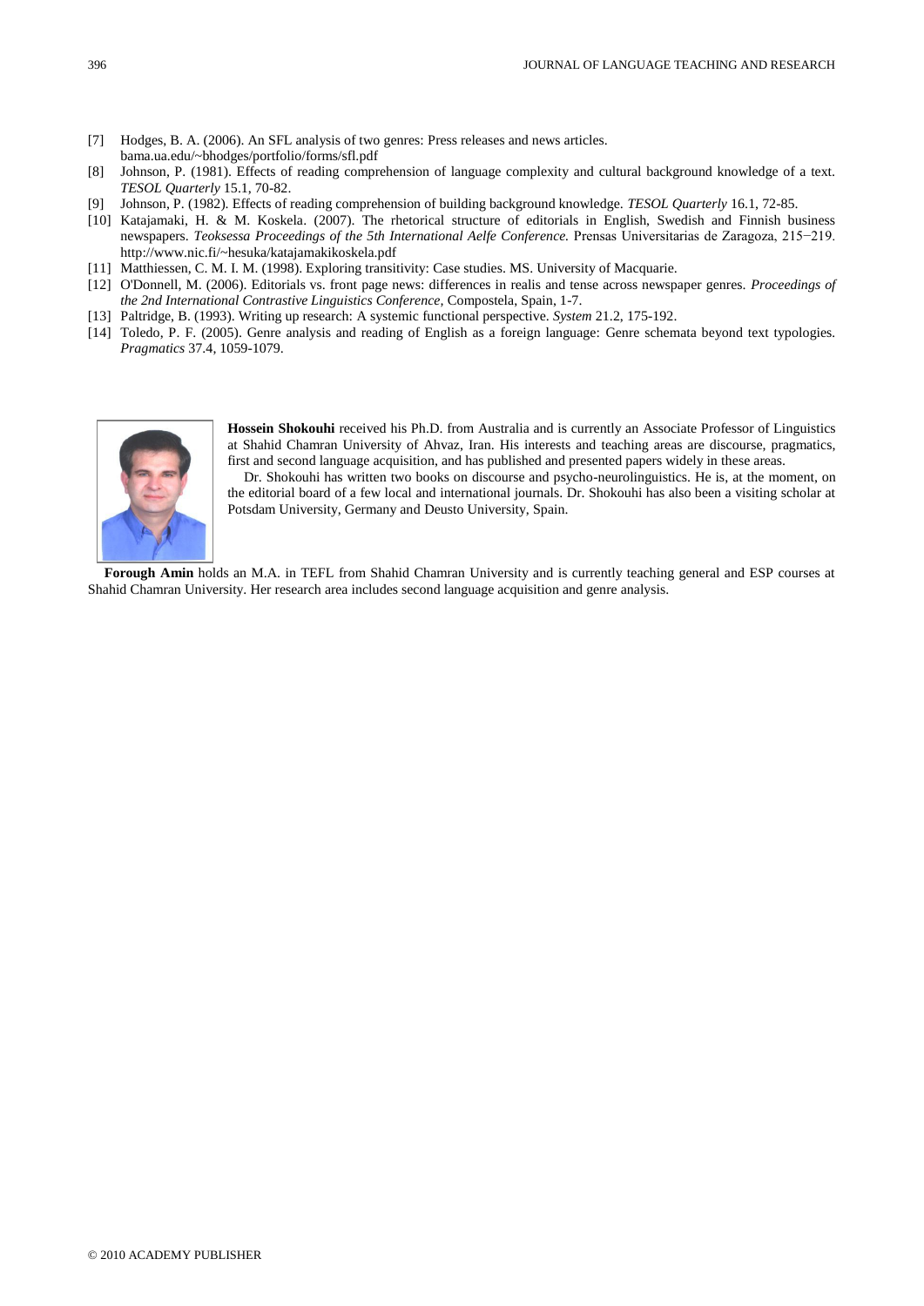[7] Hodges, B. A. (2006). An SFL analysis of two genres: Press releases and news articles. bama.ua.edu/~bhodges/portfolio/forms/sfl.pdf

[8] Johnson, P. (1981). Effects of reading comprehension of language complexity and cultural background knowledge of a text. *TESOL Quarterly* 15.1, 70-82.

[9] Johnson, P. (1982). Effects of reading comprehension of building background knowledge. *TESOL Quarterly* 16.1, 72-85.

[10] Katajamaki, H. & M. Koskela. (2007). The rhetorical structure of editorials in English, Swedish and Finnish business newspapers. *Teoksessa Proceedings of the 5th International Aelfe Conference.* Prensas Universitarias de Zaragoza, 215−219. http://www.nic.fi/~hesuka/katajamakikoskela.pdf

[11] Matthiessen, C. M. I. M. (1998). Exploring transitivity: Case studies. MS. University of Macquarie.

[12] O'Donnell, M. (2006). Editorials vs. front page news: differences in realis and tense across newspaper genres. *Proceedings of the 2nd International Contrastive Linguistics Conference,* Compostela, Spain, 1-7.

[13] Paltridge, B. (1993). Writing up research: A systemic functional perspective. *System* 21.2, 175-192.

[14] Toledo, P. F. (2005). Genre analysis and reading of English as a foreign language: Genre schemata beyond text typologies. *Pragmatics* 37.4, 1059-1079.

**Hossein Shokouhi** received his Ph.D. from Australia and is currently an Associate Professor of Linguistics at Shahid Chamran University of Ahvaz, Iran. His interests and teaching areas are discourse, pragmatics, first and second language acquisition, and has published and presented papers widely in these areas.

Dr. Shokouhi has written two books on discourse and psycho-neurolinguistics. He is, at the moment, on the editorial board of a few local and international journals. Dr. Shokouhi has also been a visiting scholar at Potsdam University, Germany and Deusto University, Spain.

**Forough Amin** holds an M.A. in TEFL from Shahid Chamran University and is currently teaching general and ESP courses at Shahid Chamran University. Her research area includes second language acquisition and genre analysis.